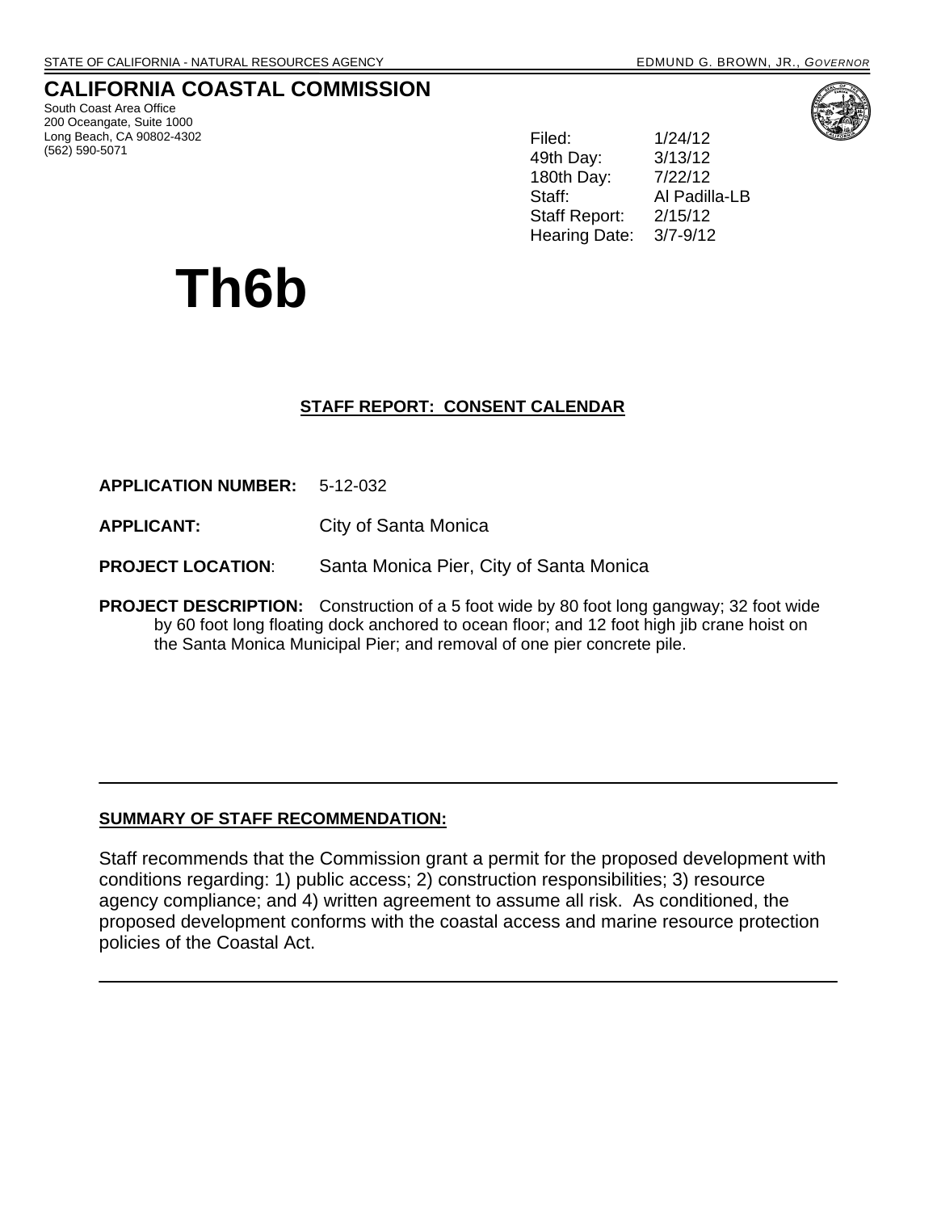STATE OF CALIFORNIA - NATURAL RESOURCES AGENCY EDMUND G. BROWN, JR., *GOVERNOR*

# CALIFORNIA COASTAL COMMISSION

South Coast Area Office
200 Oceangate, Suite 1000
Long Beach, CA 90802-4302
(562) 590-5071

| | |
|---|---|
| Filed: | 1/24/12 |
| 49th Day: | 3/13/12 |
| 180th Day: | 7/22/12 |
| Staff: | Al Padilla-LB |
| Staff Report: | 2/15/12 |
| Hearing Date: | 3/7-9/12 |

# Th6b

## STAFF REPORT: CONSENT CALENDAR

**APPLICATION NUMBER:** 5-12-032

**APPLICANT:** City of Santa Monica

**PROJECT LOCATION**: Santa Monica Pier, City of Santa Monica

**PROJECT DESCRIPTION:** Construction of a 5 foot wide by 80 foot long gangway; 32 foot wide by 60 foot long floating dock anchored to ocean floor; and 12 foot high jib crane hoist on the Santa Monica Municipal Pier; and removal of one pier concrete pile.

---

## SUMMARY OF STAFF RECOMMENDATION:

Staff recommends that the Commission grant a permit for the proposed development with conditions regarding: 1) public access; 2) construction responsibilities; 3) resource agency compliance; and 4) written agreement to assume all risk. As conditioned, the proposed development conforms with the coastal access and marine resource protection policies of the Coastal Act.

---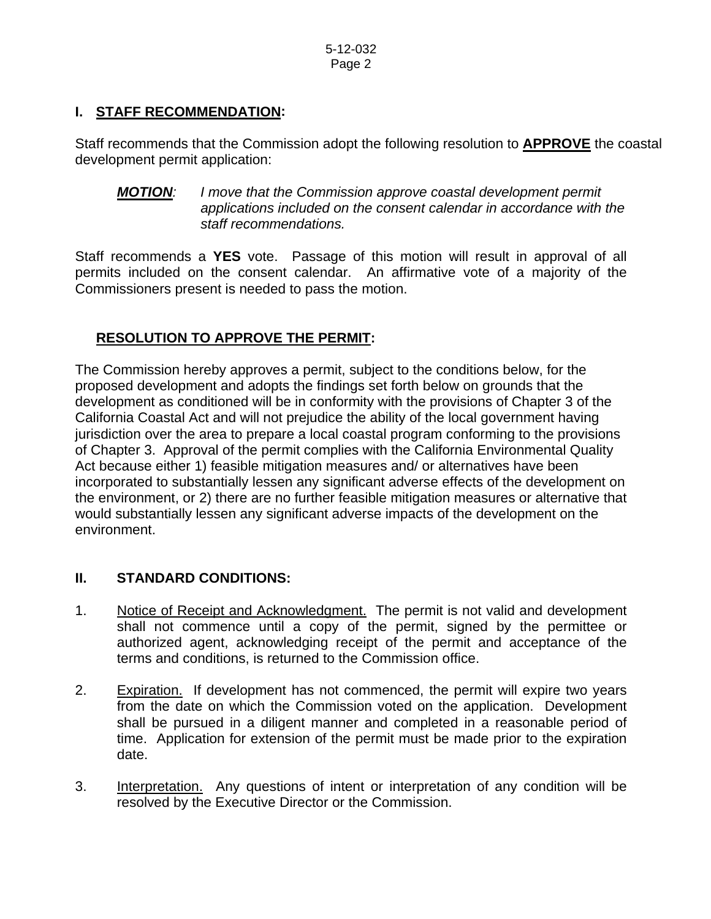## I. STAFF RECOMMENDATION:

Staff recommends that the Commission adopt the following resolution to **APPROVE** the coastal development permit application:

> ***MOTION**: I move that the Commission approve coastal development permit applications included on the consent calendar in accordance with the staff recommendations.*

Staff recommends a **YES** vote. Passage of this motion will result in approval of all permits included on the consent calendar. An affirmative vote of a majority of the Commissioners present is needed to pass the motion.

### RESOLUTION TO APPROVE THE PERMIT:

The Commission hereby approves a permit, subject to the conditions below, for the proposed development and adopts the findings set forth below on grounds that the development as conditioned will be in conformity with the provisions of Chapter 3 of the California Coastal Act and will not prejudice the ability of the local government having jurisdiction over the area to prepare a local coastal program conforming to the provisions of Chapter 3. Approval of the permit complies with the California Environmental Quality Act because either 1) feasible mitigation measures and/ or alternatives have been incorporated to substantially lessen any significant adverse effects of the development on the environment, or 2) there are no further feasible mitigation measures or alternative that would substantially lessen any significant adverse impacts of the development on the environment.

## II. STANDARD CONDITIONS:

1. Notice of Receipt and Acknowledgment. The permit is not valid and development shall not commence until a copy of the permit, signed by the permittee or authorized agent, acknowledging receipt of the permit and acceptance of the terms and conditions, is returned to the Commission office.

2. Expiration. If development has not commenced, the permit will expire two years from the date on which the Commission voted on the application. Development shall be pursued in a diligent manner and completed in a reasonable period of time. Application for extension of the permit must be made prior to the expiration date.

3. Interpretation. Any questions of intent or interpretation of any condition will be resolved by the Executive Director or the Commission.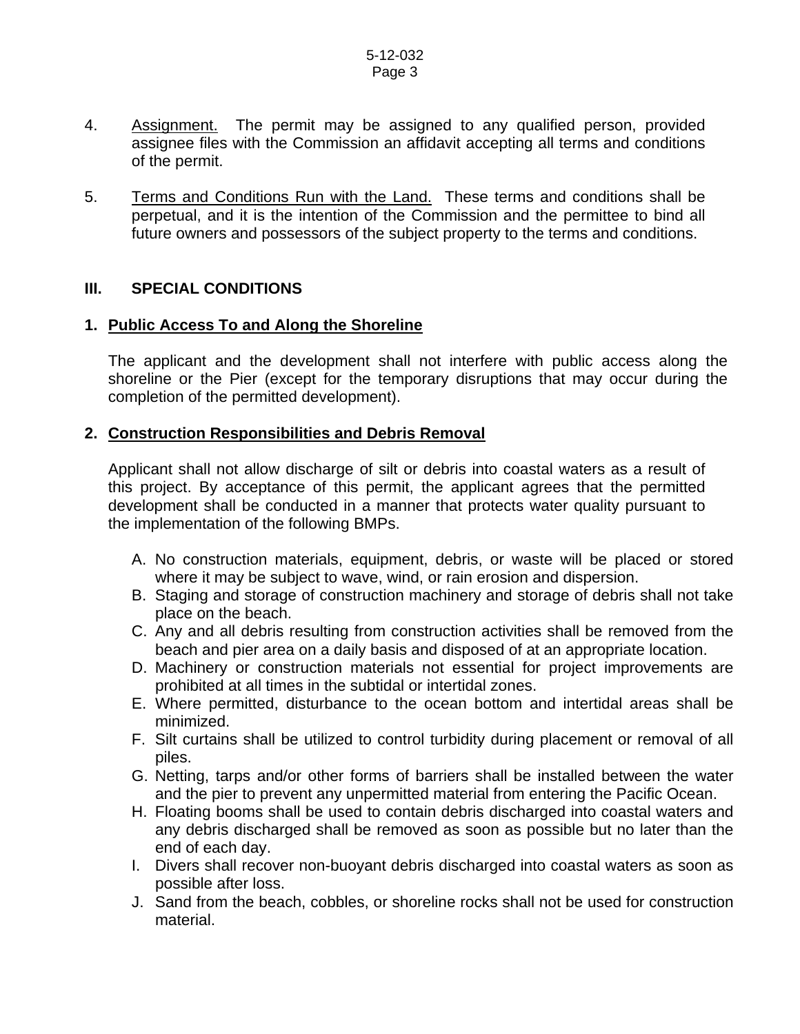4. Assignment. The permit may be assigned to any qualified person, provided assignee files with the Commission an affidavit accepting all terms and conditions of the permit.

5. Terms and Conditions Run with the Land. These terms and conditions shall be perpetual, and it is the intention of the Commission and the permittee to bind all future owners and possessors of the subject property to the terms and conditions.

## III. SPECIAL CONDITIONS

### 1. Public Access To and Along the Shoreline

The applicant and the development shall not interfere with public access along the shoreline or the Pier (except for the temporary disruptions that may occur during the completion of the permitted development).

### 2. Construction Responsibilities and Debris Removal

Applicant shall not allow discharge of silt or debris into coastal waters as a result of this project. By acceptance of this permit, the applicant agrees that the permitted development shall be conducted in a manner that protects water quality pursuant to the implementation of the following BMPs.

A. No construction materials, equipment, debris, or waste will be placed or stored where it may be subject to wave, wind, or rain erosion and dispersion.
B. Staging and storage of construction machinery and storage of debris shall not take place on the beach.
C. Any and all debris resulting from construction activities shall be removed from the beach and pier area on a daily basis and disposed of at an appropriate location.
D. Machinery or construction materials not essential for project improvements are prohibited at all times in the subtidal or intertidal zones.
E. Where permitted, disturbance to the ocean bottom and intertidal areas shall be minimized.
F. Silt curtains shall be utilized to control turbidity during placement or removal of all piles.
G. Netting, tarps and/or other forms of barriers shall be installed between the water and the pier to prevent any unpermitted material from entering the Pacific Ocean.
H. Floating booms shall be used to contain debris discharged into coastal waters and any debris discharged shall be removed as soon as possible but no later than the end of each day.
I. Divers shall recover non-buoyant debris discharged into coastal waters as soon as possible after loss.
J. Sand from the beach, cobbles, or shoreline rocks shall not be used for construction material.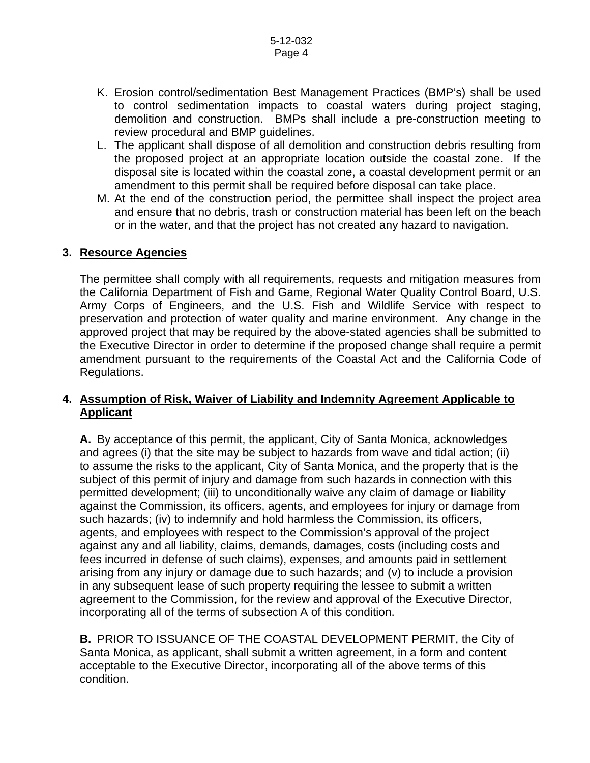K. Erosion control/sedimentation Best Management Practices (BMP's) shall be used to control sedimentation impacts to coastal waters during project staging, demolition and construction. BMPs shall include a pre-construction meeting to review procedural and BMP guidelines.
L. The applicant shall dispose of all demolition and construction debris resulting from the proposed project at an appropriate location outside the coastal zone. If the disposal site is located within the coastal zone, a coastal development permit or an amendment to this permit shall be required before disposal can take place.
M. At the end of the construction period, the permittee shall inspect the project area and ensure that no debris, trash or construction material has been left on the beach or in the water, and that the project has not created any hazard to navigation.

**3. Resource Agencies**

The permittee shall comply with all requirements, requests and mitigation measures from the California Department of Fish and Game, Regional Water Quality Control Board, U.S. Army Corps of Engineers, and the U.S. Fish and Wildlife Service with respect to preservation and protection of water quality and marine environment. Any change in the approved project that may be required by the above-stated agencies shall be submitted to the Executive Director in order to determine if the proposed change shall require a permit amendment pursuant to the requirements of the Coastal Act and the California Code of Regulations.

**4. Assumption of Risk, Waiver of Liability and Indemnity Agreement Applicable to Applicant**

**A.** By acceptance of this permit, the applicant, City of Santa Monica, acknowledges and agrees (i) that the site may be subject to hazards from wave and tidal action; (ii) to assume the risks to the applicant, City of Santa Monica, and the property that is the subject of this permit of injury and damage from such hazards in connection with this permitted development; (iii) to unconditionally waive any claim of damage or liability against the Commission, its officers, agents, and employees for injury or damage from such hazards; (iv) to indemnify and hold harmless the Commission, its officers, agents, and employees with respect to the Commission's approval of the project against any and all liability, claims, demands, damages, costs (including costs and fees incurred in defense of such claims), expenses, and amounts paid in settlement arising from any injury or damage due to such hazards; and (v) to include a provision in any subsequent lease of such property requiring the lessee to submit a written agreement to the Commission, for the review and approval of the Executive Director, incorporating all of the terms of subsection A of this condition.

**B.** PRIOR TO ISSUANCE OF THE COASTAL DEVELOPMENT PERMIT, the City of Santa Monica, as applicant, shall submit a written agreement, in a form and content acceptable to the Executive Director, incorporating all of the above terms of this condition.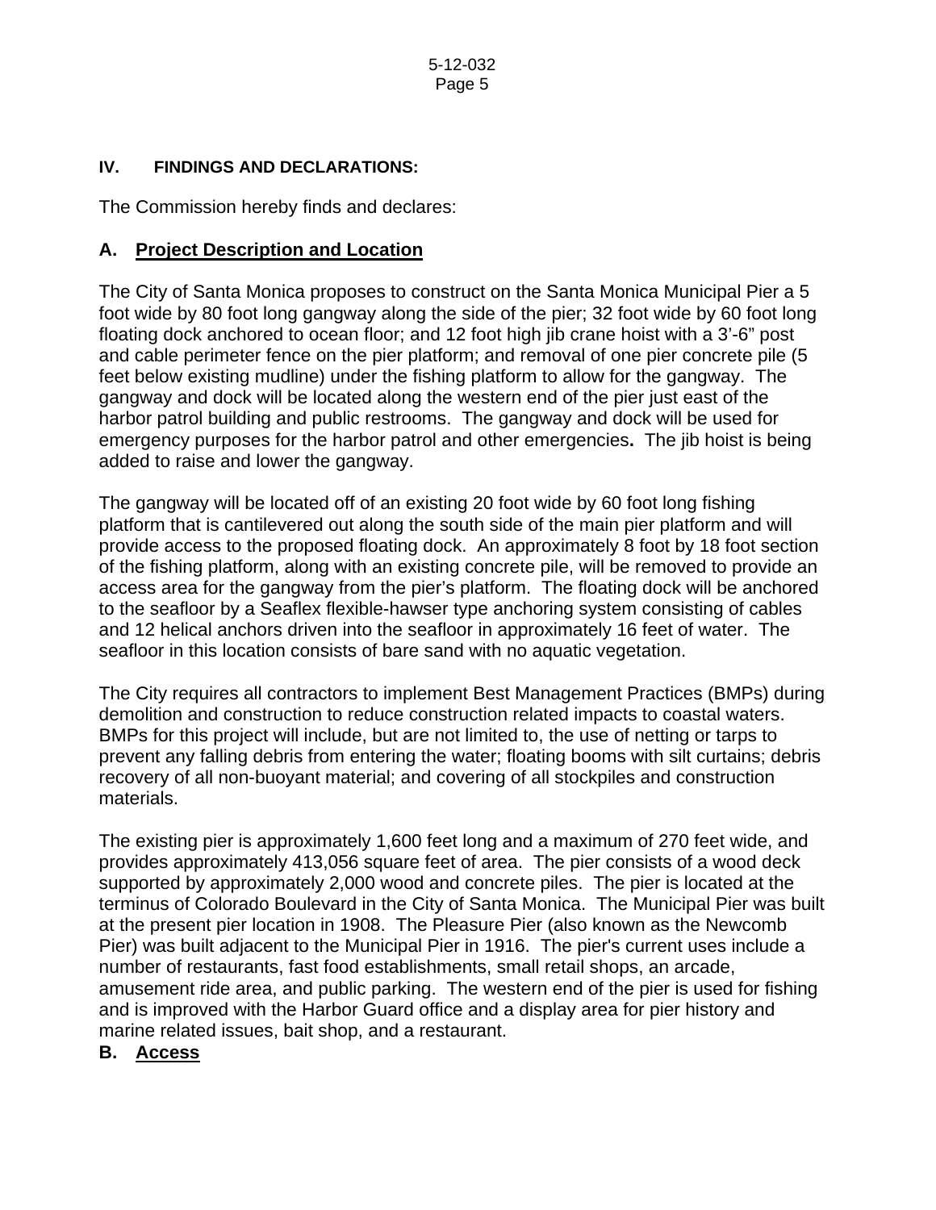## IV. FINDINGS AND DECLARATIONS:

The Commission hereby finds and declares:

### A. Project Description and Location

The City of Santa Monica proposes to construct on the Santa Monica Municipal Pier a 5 foot wide by 80 foot long gangway along the side of the pier; 32 foot wide by 60 foot long floating dock anchored to ocean floor; and 12 foot high jib crane hoist with a 3'-6" post and cable perimeter fence on the pier platform; and removal of one pier concrete pile (5 feet below existing mudline) under the fishing platform to allow for the gangway. The gangway and dock will be located along the western end of the pier just east of the harbor patrol building and public restrooms. The gangway and dock will be used for emergency purposes for the harbor patrol and other emergencies**.** The jib hoist is being added to raise and lower the gangway.

The gangway will be located off of an existing 20 foot wide by 60 foot long fishing platform that is cantilevered out along the south side of the main pier platform and will provide access to the proposed floating dock. An approximately 8 foot by 18 foot section of the fishing platform, along with an existing concrete pile, will be removed to provide an access area for the gangway from the pier's platform. The floating dock will be anchored to the seafloor by a Seaflex flexible-hawser type anchoring system consisting of cables and 12 helical anchors driven into the seafloor in approximately 16 feet of water. The seafloor in this location consists of bare sand with no aquatic vegetation.

The City requires all contractors to implement Best Management Practices (BMPs) during demolition and construction to reduce construction related impacts to coastal waters. BMPs for this project will include, but are not limited to, the use of netting or tarps to prevent any falling debris from entering the water; floating booms with silt curtains; debris recovery of all non-buoyant material; and covering of all stockpiles and construction materials.

The existing pier is approximately 1,600 feet long and a maximum of 270 feet wide, and provides approximately 413,056 square feet of area. The pier consists of a wood deck supported by approximately 2,000 wood and concrete piles. The pier is located at the terminus of Colorado Boulevard in the City of Santa Monica. The Municipal Pier was built at the present pier location in 1908. The Pleasure Pier (also known as the Newcomb Pier) was built adjacent to the Municipal Pier in 1916. The pier's current uses include a number of restaurants, fast food establishments, small retail shops, an arcade, amusement ride area, and public parking. The western end of the pier is used for fishing and is improved with the Harbor Guard office and a display area for pier history and marine related issues, bait shop, and a restaurant.

### B. Access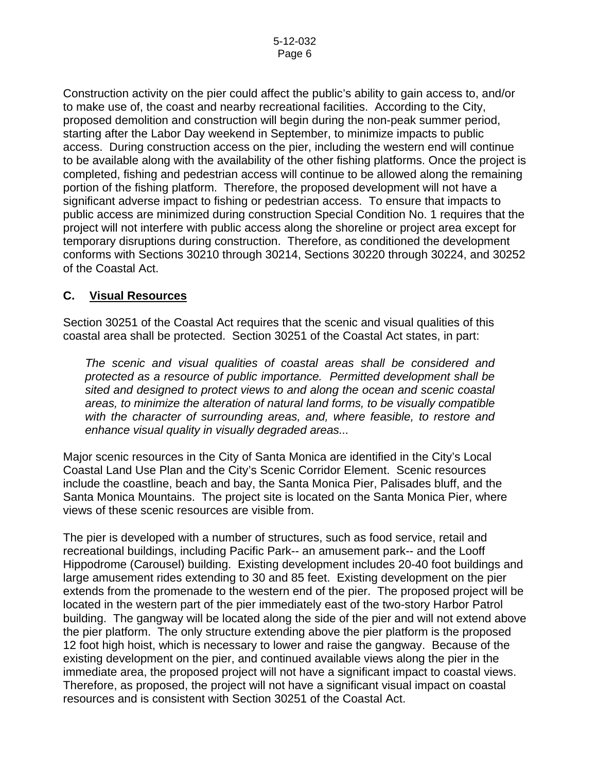Construction activity on the pier could affect the public's ability to gain access to, and/or to make use of, the coast and nearby recreational facilities. According to the City, proposed demolition and construction will begin during the non-peak summer period, starting after the Labor Day weekend in September, to minimize impacts to public access. During construction access on the pier, including the western end will continue to be available along with the availability of the other fishing platforms. Once the project is completed, fishing and pedestrian access will continue to be allowed along the remaining portion of the fishing platform. Therefore, the proposed development will not have a significant adverse impact to fishing or pedestrian access. To ensure that impacts to public access are minimized during construction Special Condition No. 1 requires that the project will not interfere with public access along the shoreline or project area except for temporary disruptions during construction. Therefore, as conditioned the development conforms with Sections 30210 through 30214, Sections 30220 through 30224, and 30252 of the Coastal Act.

## C. Visual Resources

Section 30251 of the Coastal Act requires that the scenic and visual qualities of this coastal area shall be protected. Section 30251 of the Coastal Act states, in part:

> *The scenic and visual qualities of coastal areas shall be considered and protected as a resource of public importance. Permitted development shall be sited and designed to protect views to and along the ocean and scenic coastal areas, to minimize the alteration of natural land forms, to be visually compatible with the character of surrounding areas, and, where feasible, to restore and enhance visual quality in visually degraded areas...*

Major scenic resources in the City of Santa Monica are identified in the City's Local Coastal Land Use Plan and the City's Scenic Corridor Element. Scenic resources include the coastline, beach and bay, the Santa Monica Pier, Palisades bluff, and the Santa Monica Mountains. The project site is located on the Santa Monica Pier, where views of these scenic resources are visible from.

The pier is developed with a number of structures, such as food service, retail and recreational buildings, including Pacific Park-- an amusement park-- and the Looff Hippodrome (Carousel) building. Existing development includes 20-40 foot buildings and large amusement rides extending to 30 and 85 feet. Existing development on the pier extends from the promenade to the western end of the pier. The proposed project will be located in the western part of the pier immediately east of the two-story Harbor Patrol building. The gangway will be located along the side of the pier and will not extend above the pier platform. The only structure extending above the pier platform is the proposed 12 foot high hoist, which is necessary to lower and raise the gangway. Because of the existing development on the pier, and continued available views along the pier in the immediate area, the proposed project will not have a significant impact to coastal views. Therefore, as proposed, the project will not have a significant visual impact on coastal resources and is consistent with Section 30251 of the Coastal Act.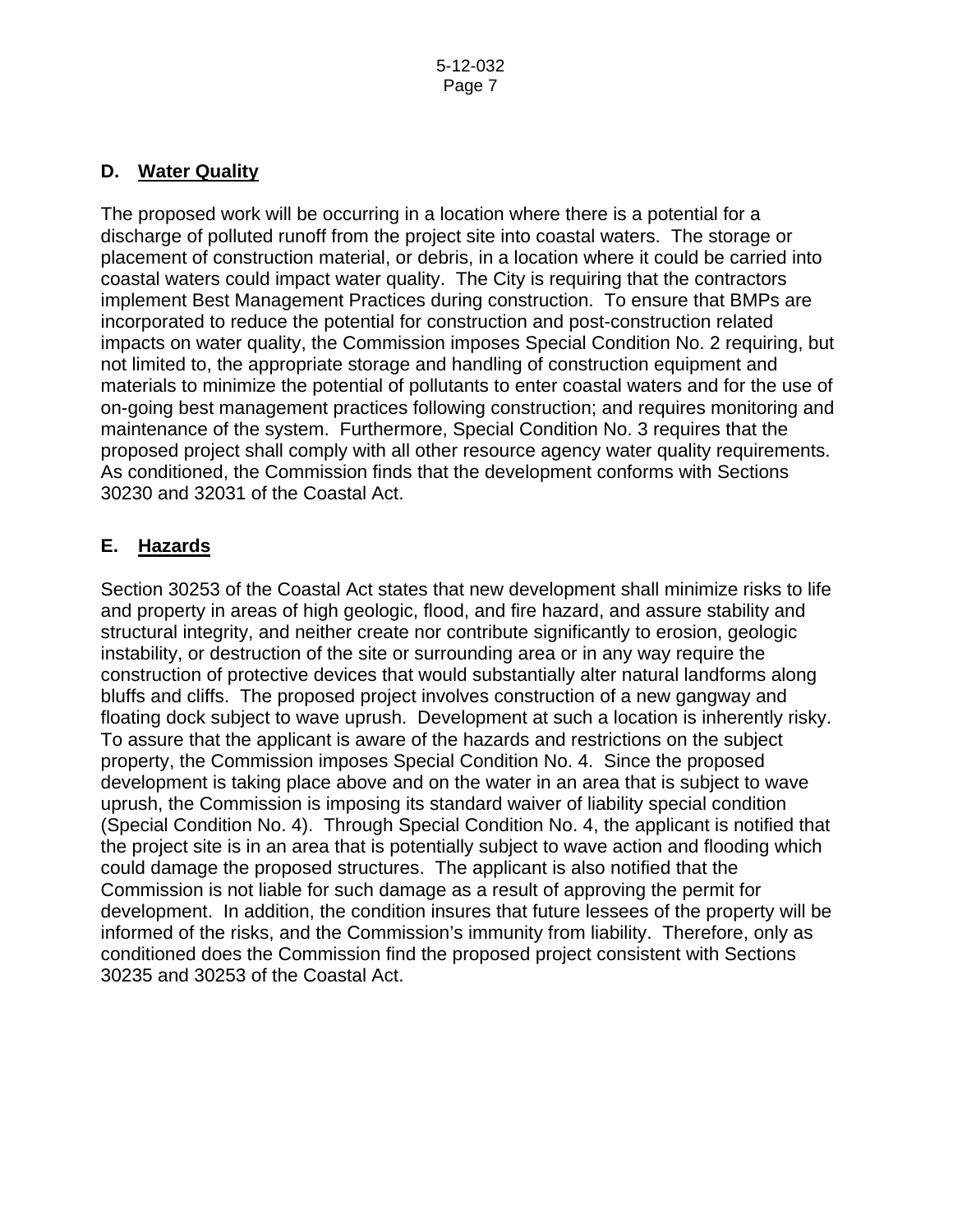## D. Water Quality

The proposed work will be occurring in a location where there is a potential for a discharge of polluted runoff from the project site into coastal waters. The storage or placement of construction material, or debris, in a location where it could be carried into coastal waters could impact water quality. The City is requiring that the contractors implement Best Management Practices during construction. To ensure that BMPs are incorporated to reduce the potential for construction and post-construction related impacts on water quality, the Commission imposes Special Condition No. 2 requiring, but not limited to, the appropriate storage and handling of construction equipment and materials to minimize the potential of pollutants to enter coastal waters and for the use of on-going best management practices following construction; and requires monitoring and maintenance of the system. Furthermore, Special Condition No. 3 requires that the proposed project shall comply with all other resource agency water quality requirements. As conditioned, the Commission finds that the development conforms with Sections 30230 and 32031 of the Coastal Act.

## E. Hazards

Section 30253 of the Coastal Act states that new development shall minimize risks to life and property in areas of high geologic, flood, and fire hazard, and assure stability and structural integrity, and neither create nor contribute significantly to erosion, geologic instability, or destruction of the site or surrounding area or in any way require the construction of protective devices that would substantially alter natural landforms along bluffs and cliffs. The proposed project involves construction of a new gangway and floating dock subject to wave uprush. Development at such a location is inherently risky. To assure that the applicant is aware of the hazards and restrictions on the subject property, the Commission imposes Special Condition No. 4. Since the proposed development is taking place above and on the water in an area that is subject to wave uprush, the Commission is imposing its standard waiver of liability special condition (Special Condition No. 4). Through Special Condition No. 4, the applicant is notified that the project site is in an area that is potentially subject to wave action and flooding which could damage the proposed structures. The applicant is also notified that the Commission is not liable for such damage as a result of approving the permit for development. In addition, the condition insures that future lessees of the property will be informed of the risks, and the Commission's immunity from liability. Therefore, only as conditioned does the Commission find the proposed project consistent with Sections 30235 and 30253 of the Coastal Act.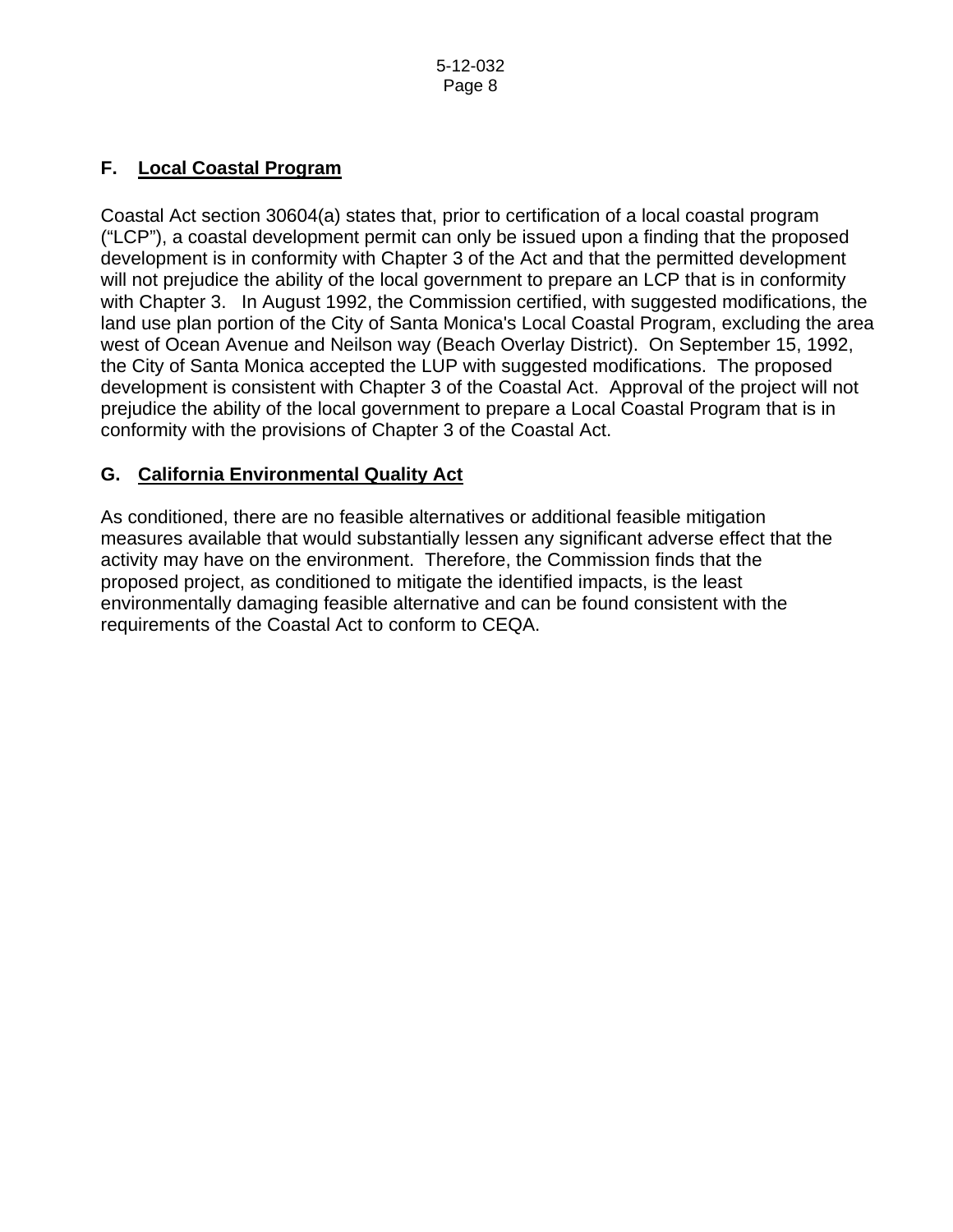### F. Local Coastal Program

Coastal Act section 30604(a) states that, prior to certification of a local coastal program ("LCP"), a coastal development permit can only be issued upon a finding that the proposed development is in conformity with Chapter 3 of the Act and that the permitted development will not prejudice the ability of the local government to prepare an LCP that is in conformity with Chapter 3. In August 1992, the Commission certified, with suggested modifications, the land use plan portion of the City of Santa Monica's Local Coastal Program, excluding the area west of Ocean Avenue and Neilson way (Beach Overlay District). On September 15, 1992, the City of Santa Monica accepted the LUP with suggested modifications. The proposed development is consistent with Chapter 3 of the Coastal Act. Approval of the project will not prejudice the ability of the local government to prepare a Local Coastal Program that is in conformity with the provisions of Chapter 3 of the Coastal Act.

### G. California Environmental Quality Act

As conditioned, there are no feasible alternatives or additional feasible mitigation measures available that would substantially lessen any significant adverse effect that the activity may have on the environment. Therefore, the Commission finds that the proposed project, as conditioned to mitigate the identified impacts, is the least environmentally damaging feasible alternative and can be found consistent with the requirements of the Coastal Act to conform to CEQA.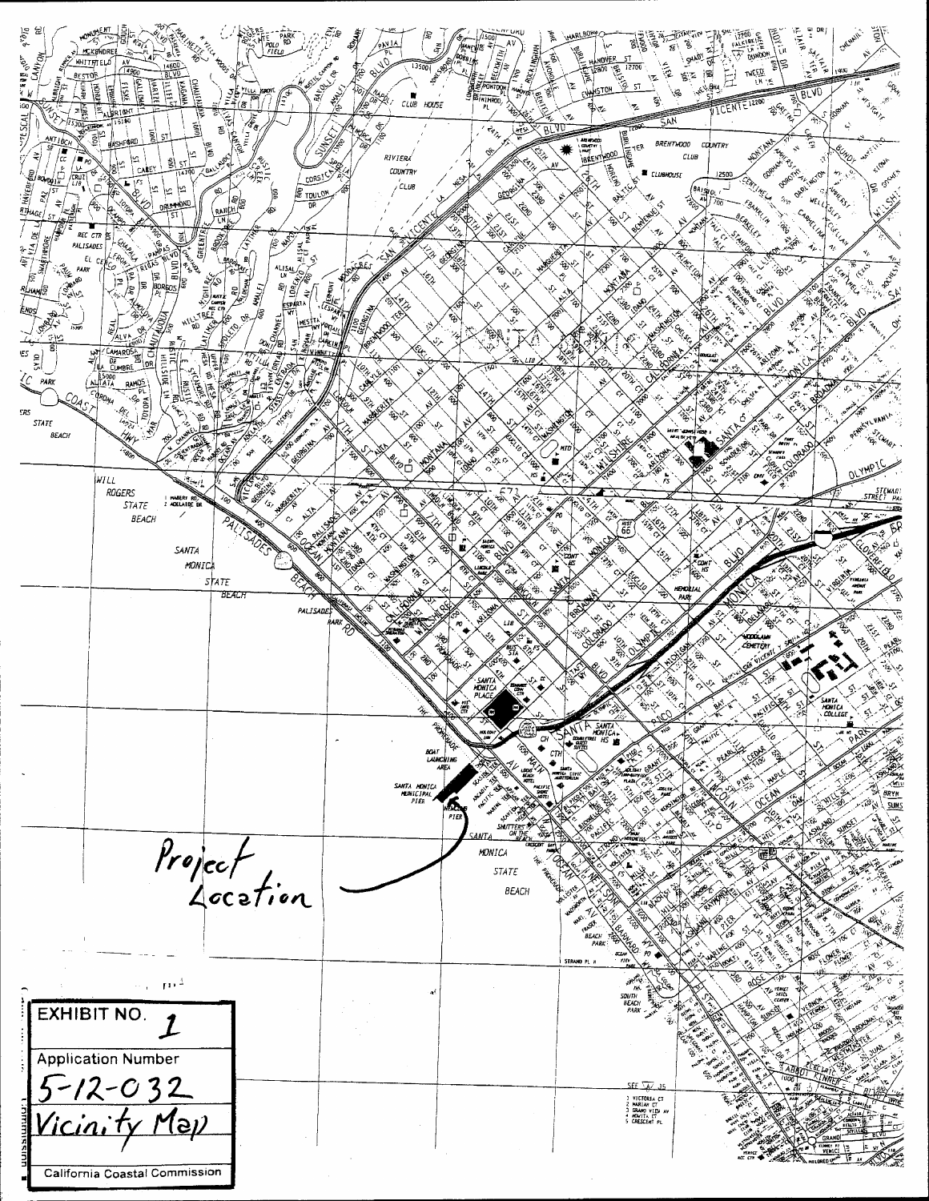Project Location

EXHIBIT NO. 1

Application Number

5-12-032

Vicinity Map

California Coastal Commission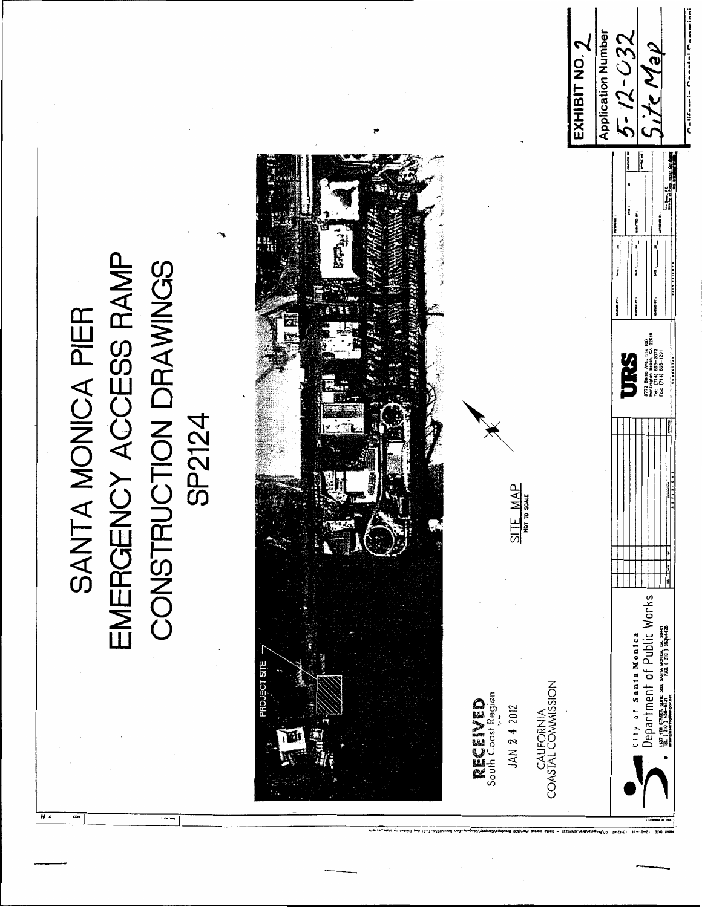# SANTA MONICA PIER
# EMERGENCY ACCESS RAMP
# CONSTRUCTION DRAWINGS
# SP2124

PROJECT SITE

SITE MAP
NOT TO SCALE

**RECEIVED**
South Coast Region

JAN 24 2012

CALIFORNIA
COASTAL COMMISSION

City of Santa Monica
Department of Public Works
1437 4TH STREET, SUITE 300, SANTA MONICA, CA 90401
TEL. (310) 458-8721 FAX (310) 393-4425

URS
5772 Bolsa Ave., Ste 100
Huntington Beach, CA 92649
Tel: (714) 895-2072
Fax: (714) 895-1291

EXHIBIT NO. 2
Application Number
5-12-032
Site Map
California Coastal Commission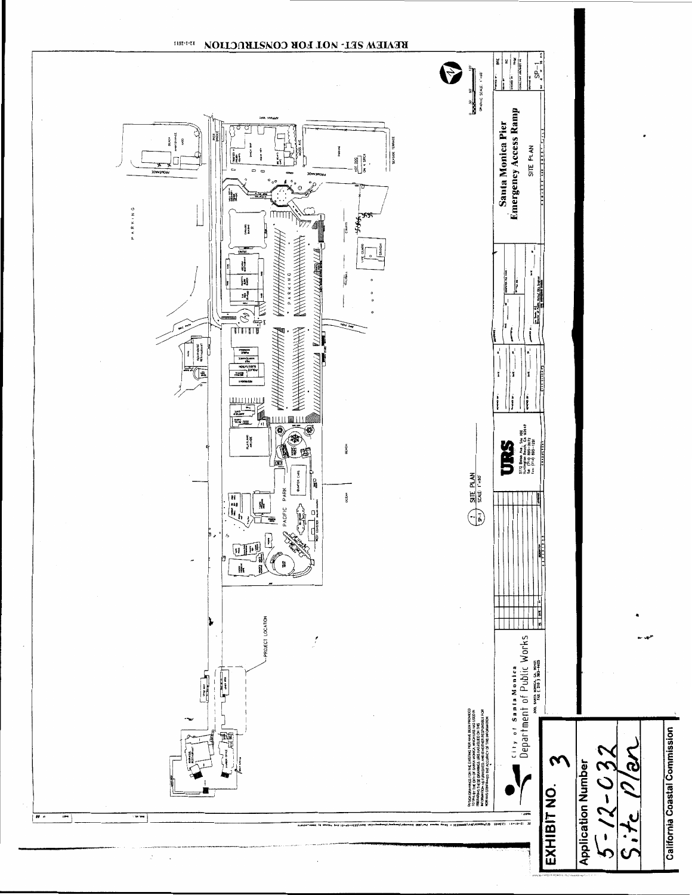REVIEW SET - NOT FOR CONSTRUCTION 12-1-2011

PARKING

PROJECT LOCATION

SITE PLAN SCALE: 1"=80'

BEACH

OCEAN

PACIFIC PARK

City of Santa Monica Department of Public Works

URS

Santa Monica Pier Emergency Access Ramp

SITE PLAN

SP-1

EXHIBIT NO. 3

Application Number

5-12-032

Site Plan

California Coastal Commission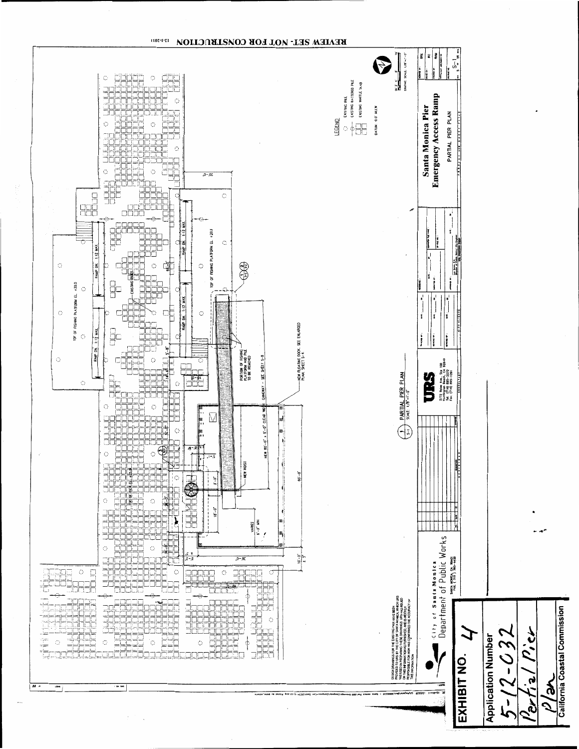REVIEW SET- NOT FOR CONSTRUCTION 12-1-2011

LEGEND

EXISTING PILE

EXISTING BATTERED PILE

EXISTING WAFFLE SLAB

DATUM: 0.0' MLLW

TOP OF FISHING PLATFORM EL. +20.0

RAMP DN 1:12 MAX.

TOP OF FISHING PLATFORM EL. +20.0

EXISTING PILES

PORTION OF FISHING PLATFORM AND PILE TO BE REMOVED

GANGWAY - SEE SHEET S-8

NEW FLOATING DOCK. SEE ENLARGED PLAN, SHEET S-4

NEW 80'-0" x 5'-0" CLEAR WIDTH

NEW HOIST

TOP OF PIER EL. +26.0

VARIES 6'-5" MIN

60'-0"

36'-0"

10'-0"

30'-0"

18'-0"

5'-0"

PARTIAL PIER PLAN
SCALE: 1/8"=1'-0"

DESIGN DRAWINGS FOR THE EXISTING PIER HAVE BEEN PROVIDED TO URS BY THE CITY OF SANTA MONICA, WHICH URS HAS USED IN PREPARING THESE DRAWINGS. URS HAS RELIED ON THIS INFORMATION AS FURNISHED, AND IS NOT RESPONSIBLE FOR NOR HAS CONFIRMED THE ACCURACY OF THIS INFORMATION.

City of Santa Monica
Department of Public Works
SANTA MONICA, CA 90401

URS
5172 Bolsa Ave., Ste. 100
Huntington Beach, CA 92649

**Santa Monica Pier**
**Emergency Access Ramp**

PARTIAL PIER PLAN

S-1

**EXHIBIT NO. 4**

**Application Number**
5-12-032

Partial Pier Plan

**California Coastal Commission**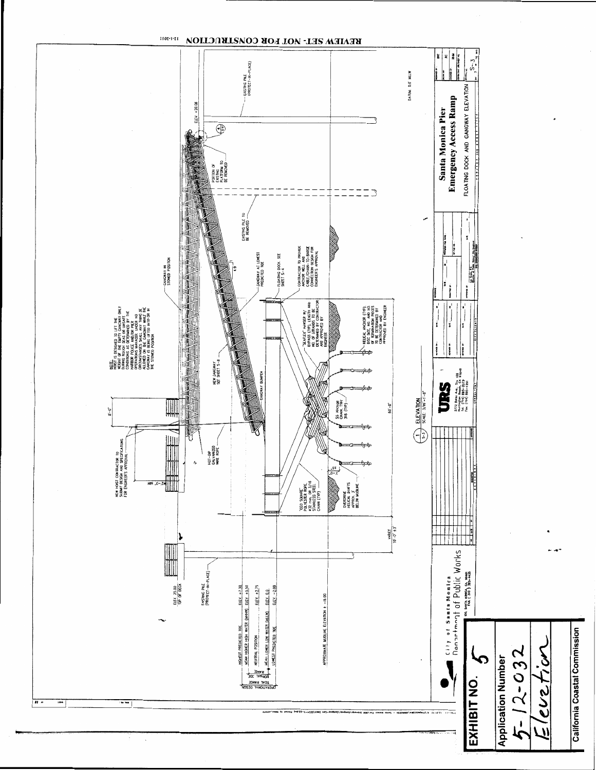REVIEW SET- NOT FOR CONSTRUCTION 12-1-2011

NOTE:
HOIST IS DESIGNED TO LIFT THE WEIGHT OF THE EMPTY GANGWAY ONLY DURING ROUGH SEAS OR UNSAFE CONDITIONS AS DETERMINED BY THE HARBOR POLICE AND/OR PIER OPERATIONS MANAGER. UNDER NO CIRCUMSTANCES SHALL ANY THING BE ALLOWED ON THE GANGWAY WHILE THE GANGWAY IS BEING LIFTED INTO OR IN THE STOWED POSITION

NEW HOIST CONTRACTOR TO SUBMIT DESIGN AND SPECIFICATIONS FOR ENGINEER'S APPROVAL

8'-0"

42"-0" MIN

HOT-DIP GALVANIZED WIRE ROPE

NEW GANGWAY SEE SHEET S-8

GANGWAY BUMPER

GANGWAY IN STOWED POSITION

GANGWAY AT LOWEST PREDICTED TIDE

FLOATING DOCK SEE SHEET S-4

CONTRACTOR TO PROVIDE ANCHOR HELIX AND CABLE/CHAIN-TO-BARGE CONNECTION DESIGN FOR ENGINEER'S APPROVAL

"SEAFLEX" HAWSER W/ BYPASS (TYP). LENGTH AND NO. OF STRANDS TO BE DETERMINED BY CONTRACTOR AND APPROVED BY ENGINEER

HELICAL ANCHOR (TYP). DISC SIZE, NO. AND NO. OF EXTENSION PIECES TO BE DETERMINED BY CONTRACTOR AND APPROVED BY ENGINEER

SS ANCHOR CHAIN, TYP 316 (TYP)

"TED SQUARE" POLYESTER ROPE, 1 1/2" DIA. OR 3/16 STAINLESS STEEL CHAIN (TYP)

OVERDRIVE HELICAL SHAFTS APPROX. 5' BELOW MUDLINE

60'-0"

WAVE 10'-0" ±1

EXISTING PILE TO BE REMOVED

PORTION OF EXISTING PLATFORM TO BE REMOVED

ELEV +20.08

EXISTING PILE (PROTECT-IN-PLACE)

ELEV 25.00 TOP OF DECK

EXISTING PILE (PROTECT-IN-PLACE)

OPERATIONAL DESIGN TIDAL RANGE / NORMAL TIDE RANGE

HIGHEST PREDICTED TIDE ELEV +7.30

MEAN HIGHER HIGH WATER (MHHW) ELEV +5.50

NEUTRAL POSITION ELEV +2.75

MEAN LOWER LOW WATER (MLLW) ELEV 0.0

LOWEST PREDICTED TIDE ELEV -2.00

APPROXIMATE MUDLINE ELEVATION ± -16.00

DATUM: 0.0' MLLW

1 ELEVATION
S-3 SCALE: 3/16"=1'-0"

City of Santa Monica
Department of Public Works

URS

Santa Monica Pier
Emergency Access Ramp

FLOATING DOCK AND GANGWAY ELEVATION

S-3

EXHIBIT NO. 5

Application Number
5-12-032

Elevation

California Coastal Commission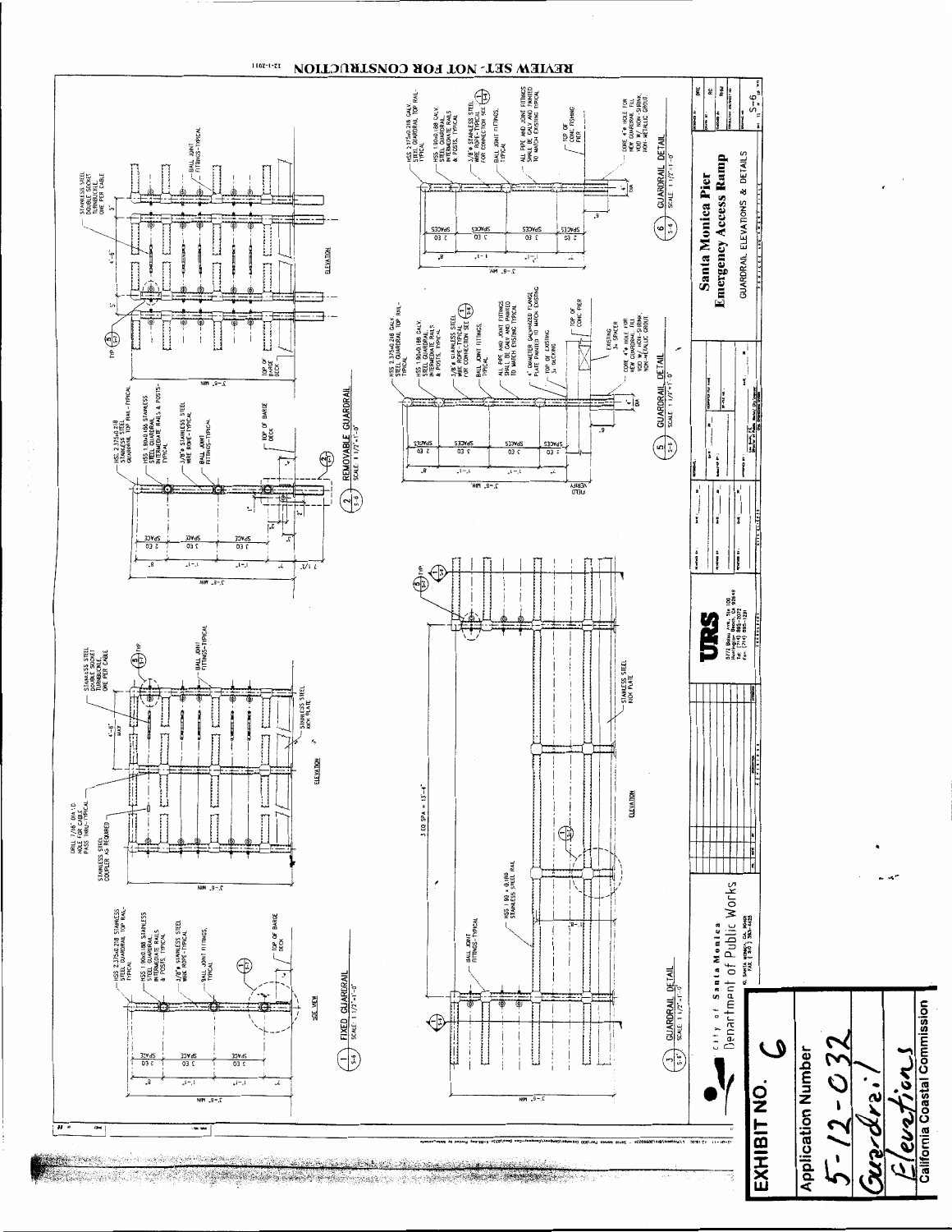REVIEW SET - NOT FOR CONSTRUCTION 12-1-2011

## FIXED GUARDRAIL (1/S-6)

SCALE: 1 1/2"=1'-0"

- HSS 2.375x0.218 STAINLESS STEEL GUARDRAIL TOP RAIL-TYPICAL
- HSS 1.90x0.188 STAINLESS STEEL GUARDRAIL INTERMEDIATE RAILS & POSTS, TYPICAL
- 3/8"ø STAINLESS STEEL WIRE ROPE-TYPICAL
- BALL JOINT FITTINGS, TYPICAL
- TOP OF BARGE DECK
- 3 EQ SPACE
- 3'-6" MIN
- SIDE VIEW

ELEVATION:

- DRILL 7/16" DIA I.D. HOLE FOR CABLE PASS THRU-TYPICAL
- STAINLESS STEEL COUPLER AS REQUIRED
- STAINLESS STEEL DOUBLE SOCKET TURNBUCKLE, ONE PER CABLE
- 4'-8" MAX
- BALL JOINT FITTINGS-TYPICAL
- STAINLESS STEEL KICK PLATE

## GUARDRAIL DETAIL (3/S-6)

SCALE: 1 1/2"=1'-0"

- HSS 1.90 x 0.188 STAINLESS STEEL RAIL
- BALL JOINT FITTINGS-TYPICAL
- 3 EQ SPA = 13'-4"
- STAINLESS STEEL KICK PLATE
- ELEVATION
- 3'-6" MIN

## REMOVABLE GUARDRAIL (2/S-6)

SCALE: 1 1/2"=1'-0"

- HSS 2.375x0.218 STAINLESS STEEL GUARDRAIL TOP RAIL-TYPICAL
- HSS 1.90x0.188 STAINLESS STEEL GUARDRAIL INTERMEDIATE RAILS & POSTS-TYPICAL
- 3/8"ø STAINLESS STEEL WIRE ROPE-TYPICAL
- BALL JOINT FITTINGS-TYPICAL
- TOP OF BARGE DECK
- 3 EQ SPACE
- 3'-6" MIN

ELEVATION:

- STAINLESS STEEL DOUBLE SOCKET TURNBUCKLE, ONE PER CABLE
- 4'-6"
- BALL JOINT FITTINGS-TYPICAL
- TOP OF BARGE DECK

## GUARDRAIL DETAIL (5/S-6)

SCALE: 1 1/2"=1'-0"

- HSS 2.375x0.218 GALV. STEEL GUARDRAIL TOP RAIL-TYPICAL
- HSS 1.90x0.188 GALV. STEEL GUARDRAIL INTERMEDIATE RAILS & POSTS, TYPICAL
- 3/8"ø STAINLESS STEEL WIRE ROPE-TYPICAL FOR CONNECTION SEE 1/S-4
- BALL JOINT FITTINGS, TYPICAL
- ALL PIPE AND JOINT FITTINGS SHALL BE GALV AND PAINTED TO MATCH EXISTING TYPICAL
- 4" DIAMETER GALVANIZED FLANGE PLATE PAINTED TO MATCH EXISTING
- TOP OF CONC PIER
- TOP OF EXISTING 3x DECKING
- EXISTING 3x SPACER
- CORE 4"ø HOLE FOR NEW GUARDRAIL. FILL VOID W/ NON-SHRINK NON-METALLIC GROUT.
- 3 EQ SPACES
- 3'-6" MIN
- VERIFY FIELD

## GUARDRAIL DETAIL (6/S-6)

SCALE: 1 1/2"=1'-0"

- HSS 2.375x0.218 GALV. STEEL GUARDRAIL TOP RAIL-TYPICAL
- HSS 1.90x0.188 GALV. STEEL GUARDRAIL INTERMEDIATE RAILS & POSTS, TYPICAL
- 3/8"ø STAINLESS STEEL WIRE ROPE-TYPICAL FOR CONNECTION SEE 1/S-4
- BALL JOINT FITTINGS, TYPICAL
- ALL PIPE AND JOINT FITTINGS SHALL BE GALV AND PAINTED TO MATCH EXISTING TYPICAL
- TOP OF CONC FISHING PIER
- CORE 4"ø HOLE FOR NEW GUARDRAIL. FILL VOID W/ NON-SHRINK NON-METALLIC GROUT.
- 3 EQ SPACES
- 3'-6" MIN

City of Santa Monica
Department of Public Works
SANTA MONICA, CA 90401

URS
5772 Bolsa Ave., Ste 100
Huntington Beach, CA 92649

**Santa Monica Pier**
**Emergency Access Ramp**

GUARDRAIL ELEVATIONS & DETAILS

S-6

**EXHIBIT NO. 6**

Application Number

5-12-032

Guardrail Elevations

California Coastal Commission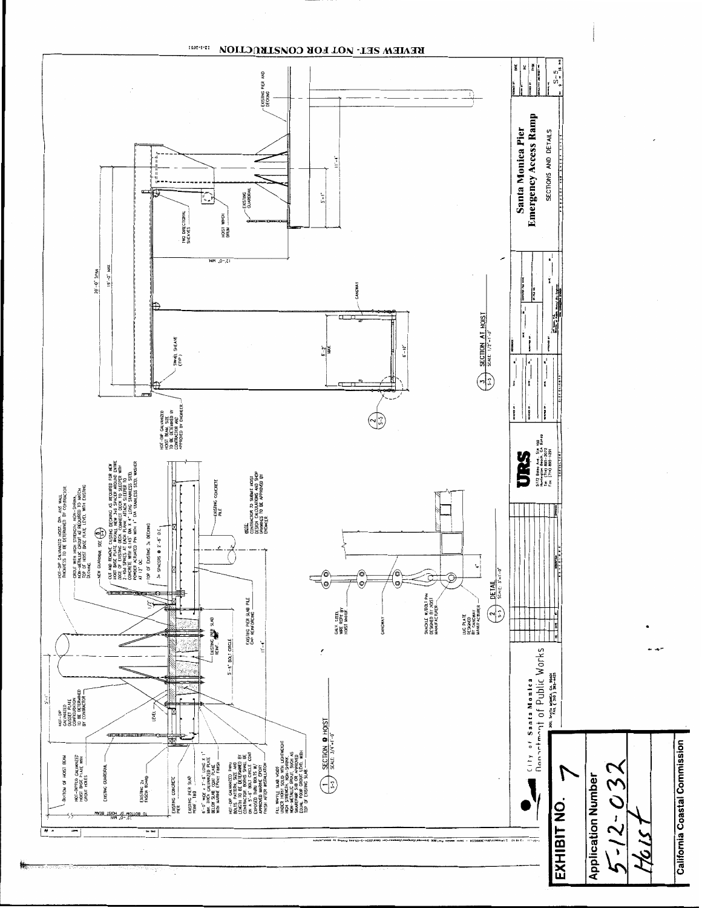REVIEW SET- NOT FOR CONSTRUCTION 12-1-2011

SECTION @ HOIST
SCALE: 3/4"=1'-0"

BOTTOM OF HOIST BEAM

HOT-DIPPED GALVANIZED HOIST BASE PLATE WITH GROUT HOLES

EXISTING GUARDRAIL

EXISTING 2x FASCIA BOARD

EXISTING CONCRETE PIER

EXISTING PIER SLAB REINF. (TYP)

6'-0" WIDE x 7'-6" LONG x 1" MIN. THICK GALVANIZED PLATE BELOW SLAB COAT PLATE WITH MARINE EPOXY FINISH

HOT-DIP GALVANIZED (TYP) BOLTS. PATTERN, SIZE AND LENGTH TO BE DETERMINED BY CONTRACTOR. BOLTS SHALL BE ON A 5'-6" BOLT CIRCLE. COAT EXPOSED THRU BOLTS W/ APPROVED MARINE EPOXY FINISH AFTER INSTALLATION

FILL WAFFLE SLAB VOIDS UNDER HOIST SOLID WITH LIGHTWEIGHT HIGH STRENGTH, NON-SHRINK, NON-METALLIC GROUT, SUCH AS SIKAGROUT 300 OR APPROVED EQUAL. POUR GROUT LEVEL WITH TOP OF EXISTING SLAB

HOT-DIP GALVANIZED GUSSET PLATE CONFIGURATION TO BE DETERMINED BY CONTRACTOR

HOT-DIP GALVANIZED HOIST. DIA. AND WALL THICKNESS TO BE DETERMINED BY CONTRACTOR

GROUT WITH HIGH STRENGTH, NON-SHRINK, NON-METALLIC GROUT AS REQUIRED TO MATCH TOP OF HOIST BASE PLATE LEVEL WITH EXISTING DECKING

NEW GUARDRAIL SEE (B/S-1)

TOP OF EXISTING 3x DECKING

3x SPACERS @ 2'-6" O.C.

CUT AND REMOVE EXISTING DECKING AS REQUIRED FOR NEW HOIST BASE PLATE. INSTALL NEW 3x6 SPACER AROUND ENTIRE EDGE OF EXISTING DECK. CONNECT DECK TO SLEEPER WITH 2-40d SPIKES AT EACH PLANK. ATTACH SLEEPER TO CONCRETE WITH 0.145" DIA X 4" LONG STAINLESS STEEL POWDER ACTUATED PIN WITH 1" DIA STAINLESS STEEL WASHER AT 12" OC

EXISTING CONCRETE PILE

EXISTING PIER SLAB REINF.

5'-6" BOLT CIRCLE

EXISTING PIER SLAB PILE CAP REINFORCING

LEVEL

5'-1"

11'-4"

12'-0" MIN TO BOTTOM OF HOIST BEAM

1/2"

NOTE:
CONTRACTOR TO SUBMIT HOIST DESIGN CALCULATIONS AND SHOP DRAWINGS TO BE APPROVED BY ENGINEER

DETAIL
SCALE: 3"=1'-0"

GALV. STEEL WIRE ROPE BY HOIST MANUF.

GANGWAY

SHACKLE W/BOLT PIN DESIGNED BY HOIST MANUFACTURER

LUG PLATE DESIGNED BY GANGWAY MANUFACTURER

4"

SECTION AT HOIST
SCALE: 1/2"=1'-0"

HOT-DIP GALVANIZED HOIST BEAM. SIZE TO BE DETERMINED BY CONTRACTOR AND APPROVED BY ENGINEER

SWIVEL SHEAVE (TYP)

20'-0" SPAN

19'-0" MAX

12'-0" MIN

6'-3" MAX

6'-10"

GANGWAY

TWO DIRECTIONAL SHEAVES

HOIST WINCH DRUM

EXISTING GUARDRAIL

5'-1"

11'-4"

EXISTING PIER AND DECKING

URS
2172 State Ave., Ste 100
Huntington Beach, CA 92649
Tel (714) 895-2072
Fax (714) 895-1231

City of Santa Monica
Department of Public Works
200 Santa Monica, CA 90401
FAX (310) 394-4425

Santa Monica Pier
Emergency Access Ramp
SECTIONS AND DETAILS

S-5

EXHIBIT NO. 7

Application Number
5-12-032
Hoist

California Coastal Commission